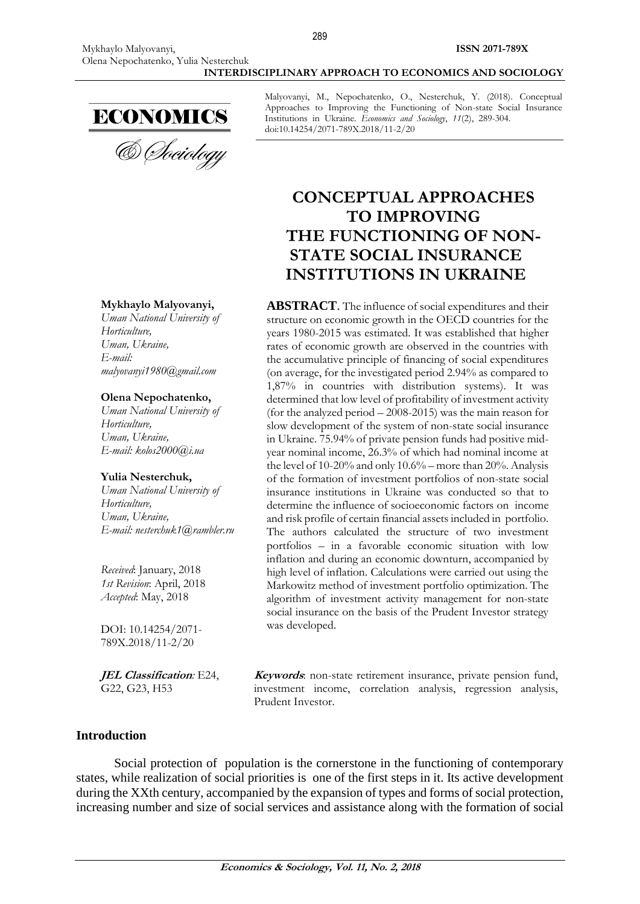Malyovanyi, M., Nepochatenko, O., Nesterchuk, Y. (2018). Conceptual Approaches to Improving the Functioning of Non-state Social Insurance Institutions in Ukraine. *Economics and Sociology*, *11*(2), 289-304. doi:10.14254/2071-789X.2018/11-2/20

# CONCEPTUAL APPROACHES TO IMPROVING THE FUNCTIONING OF NON-STATE SOCIAL INSURANCE INSTITUTIONS IN UKRAINE

**Mykhaylo Malyovanyi,**
*Uman National University of Horticulture,*
*Uman, Ukraine,*
*E-mail: malyovanyi1980@gmail.com*

**Olena Nepochatenko,**
*Uman National University of Horticulture,*
*Uman, Ukraine,*
*E-mail: kolos2000@i.ua*

**Yulia Nesterchuk,**
*Uman National University of Horticulture,*
*Uman, Ukraine,*
*E-mail: nesterchuk1@rambler.ru*

*Received*: January, 2018
*1st Revision*: April, 2018
*Accepted*: May, 2018

DOI: 10.14254/2071-789X.2018/11-2/20

***JEL Classification**:* E24, G22, G23, H53

**ABSTRACT**. The influence of social expenditures and their structure on economic growth in the OECD countries for the years 1980-2015 was estimated. It was established that higher rates of economic growth are observed in the countries with the accumulative principle of financing of social expenditures (on average, for the investigated period 2.94% as compared to 1,87% in countries with distribution systems). It was determined that low level of profitability of investment activity (for the analyzed period – 2008-2015) was the main reason for slow development of the system of non-state social insurance in Ukraine. 75.94% of private pension funds had positive mid-year nominal income, 26.3% of which had nominal income at the level of 10-20% and only 10.6% – more than 20%. Analysis of the formation of investment portfolios of non-state social insurance institutions in Ukraine was conducted so that to determine the influence of socioeconomic factors on income and risk profile of certain financial assets included in portfolio. The authors calculated the structure of two investment portfolios – in a favorable economic situation with low inflation and during an economic downturn, accompanied by high level of inflation. Calculations were carried out using the Markowitz method of investment portfolio optimization. The algorithm of investment activity management for non-state social insurance on the basis of the Prudent Investor strategy was developed.

***Keywords***: non-state retirement insurance, private pension fund, investment income, correlation analysis, regression analysis, Prudent Investor.

## Introduction

Social protection of population is the cornerstone in the functioning of contemporary states, while realization of social priorities is one of the first steps in it. Its active development during the XXth century, accompanied by the expansion of types and forms of social protection, increasing number and size of social services and assistance along with the formation of social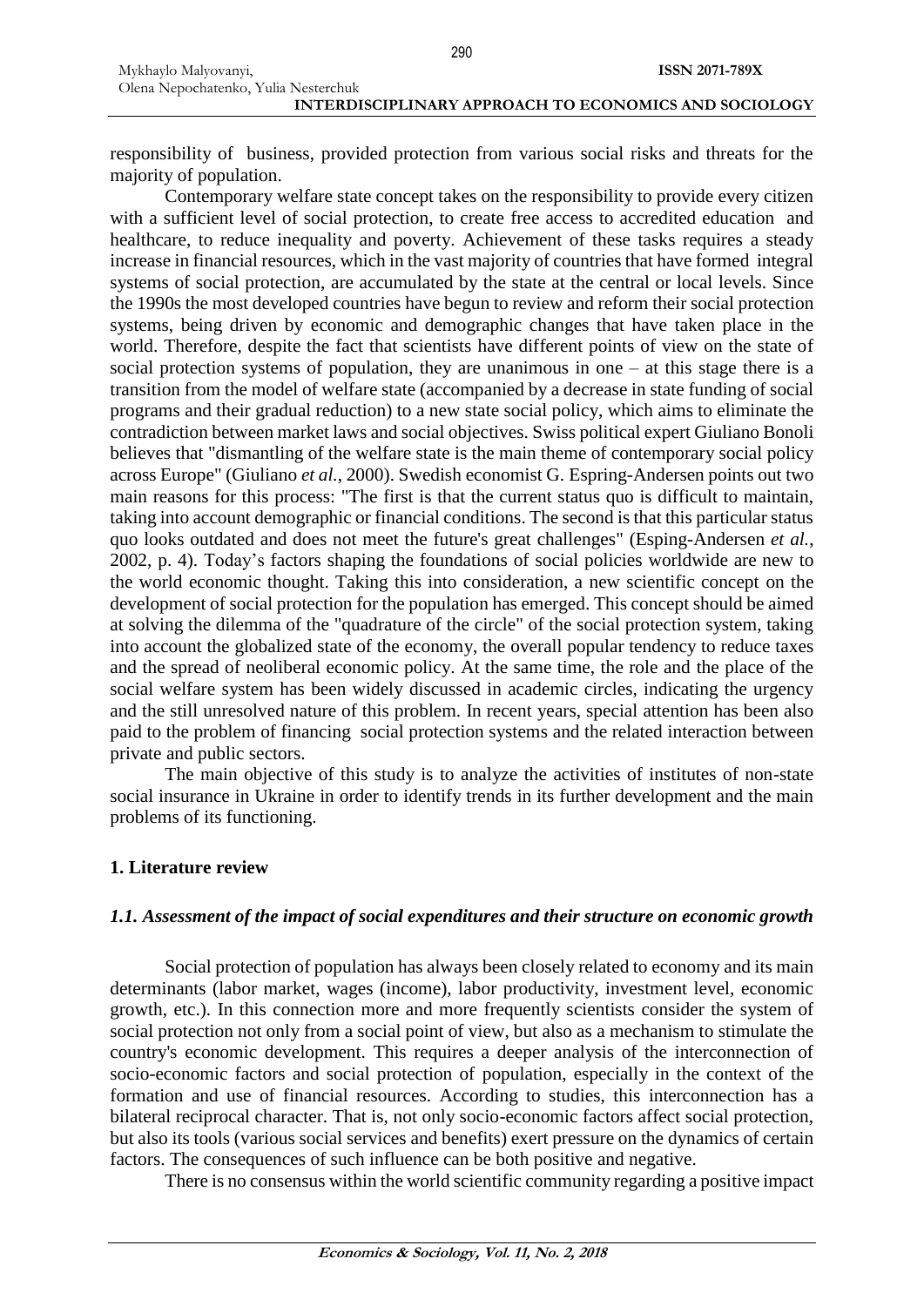responsibility of business, provided protection from various social risks and threats for the majority of population.

Contemporary welfare state concept takes on the responsibility to provide every citizen with a sufficient level of social protection, to create free access to accredited education and healthcare, to reduce inequality and poverty. Achievement of these tasks requires a steady increase in financial resources, which in the vast majority of countries that have formed integral systems of social protection, are accumulated by the state at the central or local levels. Since the 1990s the most developed countries have begun to review and reform their social protection systems, being driven by economic and demographic changes that have taken place in the world. Therefore, despite the fact that scientists have different points of view on the state of social protection systems of population, they are unanimous in one – at this stage there is a transition from the model of welfare state (accompanied by a decrease in state funding of social programs and their gradual reduction) to a new state social policy, which aims to eliminate the contradiction between market laws and social objectives. Swiss political expert Giuliano Bonoli believes that "dismantling of the welfare state is the main theme of contemporary social policy across Europe" (Giuliano *et al.*, 2000). Swedish economist G. Espring-Andersen points out two main reasons for this process: "The first is that the current status quo is difficult to maintain, taking into account demographic or financial conditions. The second is that this particular status quo looks outdated and does not meet the future's great challenges" (Esping-Andersen *et al.*, 2002, p. 4). Today's factors shaping the foundations of social policies worldwide are new to the world economic thought. Taking this into consideration, a new scientific concept on the development of social protection for the population has emerged. This concept should be aimed at solving the dilemma of the "quadrature of the circle" of the social protection system, taking into account the globalized state of the economy, the overall popular tendency to reduce taxes and the spread of neoliberal economic policy. At the same time, the role and the place of the social welfare system has been widely discussed in academic circles, indicating the urgency and the still unresolved nature of this problem. In recent years, special attention has been also paid to the problem of financing social protection systems and the related interaction between private and public sectors.

The main objective of this study is to analyze the activities of institutes of non-state social insurance in Ukraine in order to identify trends in its further development and the main problems of its functioning.

## 1. Literature review

### *1.1. Assessment of the impact of social expenditures and their structure on economic growth*

Social protection of population has always been closely related to economy and its main determinants (labor market, wages (income), labor productivity, investment level, economic growth, etc.). In this connection more and more frequently scientists consider the system of social protection not only from a social point of view, but also as a mechanism to stimulate the country's economic development. This requires a deeper analysis of the interconnection of socio-economic factors and social protection of population, especially in the context of the formation and use of financial resources. According to studies, this interconnection has a bilateral reciprocal character. That is, not only socio-economic factors affect social protection, but also its tools (various social services and benefits) exert pressure on the dynamics of certain factors. The consequences of such influence can be both positive and negative.

There is no consensus within the world scientific community regarding a positive impact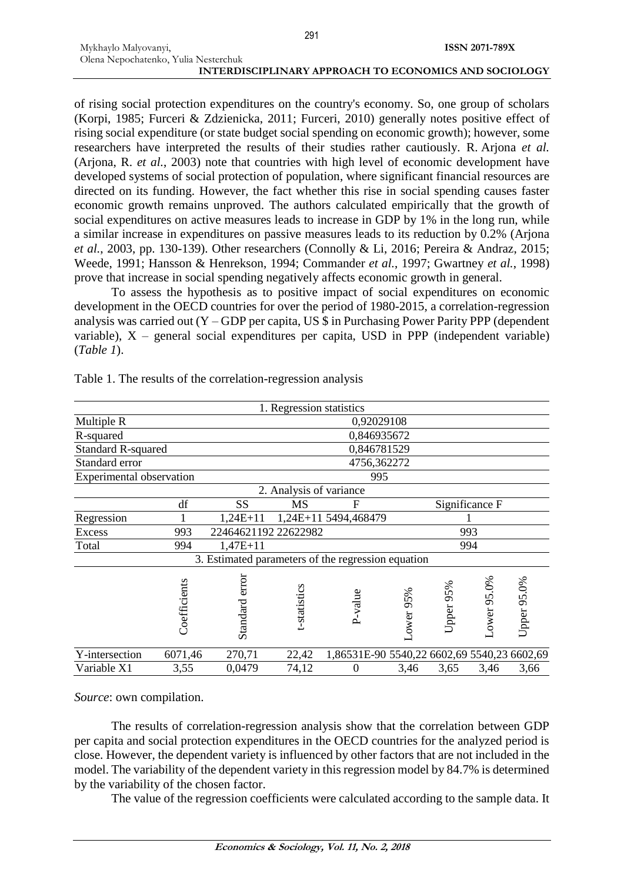of rising social protection expenditures on the country's economy. So, one group of scholars (Korpi, 1985; Furceri & Zdzienicka, 2011; Furceri, 2010) generally notes positive effect of rising social expenditure (or state budget social spending on economic growth); however, some researchers have interpreted the results of their studies rather cautiously. R. Arjona *et al.* (Arjona, R. *et al.*, 2003) note that countries with high level of economic development have developed systems of social protection of population, where significant financial resources are directed on its funding. However, the fact whether this rise in social spending causes faster economic growth remains unproved. The authors calculated empirically that the growth of social expenditures on active measures leads to increase in GDP by 1% in the long run, while a similar increase in expenditures on passive measures leads to its reduction by 0.2% (Arjona *et al.*, 2003, pp. 130-139). Other researchers (Connolly & Li, 2016; Pereira & Andraz, 2015; Weede, 1991; Hansson & Henrekson, 1994; Commander *et al.*, 1997; Gwartney *et al.*, 1998) prove that increase in social spending negatively affects economic growth in general.

To assess the hypothesis as to positive impact of social expenditures on economic development in the OECD countries for over the period of 1980-2015, a correlation-regression analysis was carried out (Y – GDP per capita, US $ in Purchasing Power Parity PPP (dependent variable), X – general social expenditures per capita, USD in PPP (independent variable) (*Table 1*).

Table 1. The results of the correlation-regression analysis

| 1. Regression statistics | | | | | | | | |
|---|---|---|---|---|---|---|---|---|
| Multiple R | 0,92029108 | | | | | | | |
| R-squared | 0,846935672 | | | | | | | |
| Standard R-squared | 0,846781529 | | | | | | | |
| Standard error | 4756,362272 | | | | | | | |
| Experimental observation | 995 | | | | | | | |
| 2. Analysis of variance | | | | | | | | |
| | df | SS | MS | F | Significance F | | | |
| Regression | 1 | 1,24E+11 | 1,24E+11 | 5494,468479 | 1 | | | |
| Excess | 993 | 22464621192 | 22622982 | | 993 | | | |
| Total | 994 | 1,47E+11 | | | 994 | | | |
| 3. Estimated parameters of the regression equation | | | | | | | | |
| | Coefficients | Standard error | t-statistics | P-value | Lower 95% | Upper 95% | Lower 95.0% | Upper 95.0% |
| Y-intersection | 6071,46 | 270,71 | 22,42 | 1,86531E-90 | 5540,22 | 6602,69 | 5540,23 | 6602,69 |
| Variable X1 | 3,55 | 0,0479 | 74,12 | 0 | 3,46 | 3,65 | 3,46 | 3,66 |

*Source*: own compilation.

The results of correlation-regression analysis show that the correlation between GDP per capita and social protection expenditures in the OECD countries for the analyzed period is close. However, the dependent variety is influenced by other factors that are not included in the model. The variability of the dependent variety in this regression model by 84.7% is determined by the variability of the chosen factor.

The value of the regression coefficients were calculated according to the sample data. It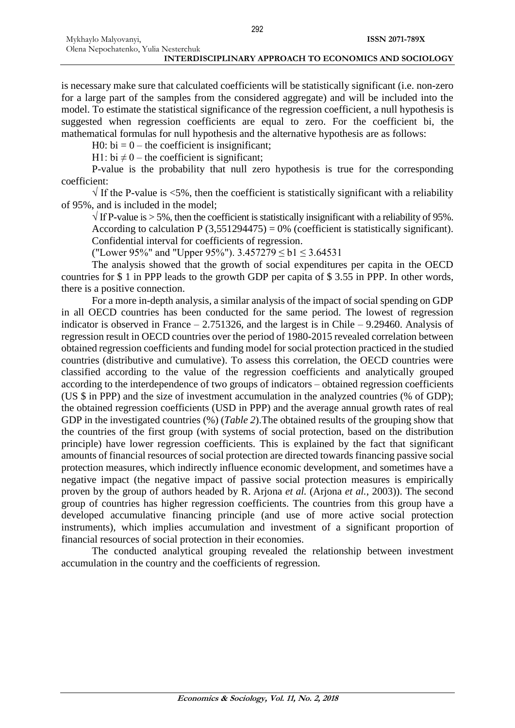is necessary make sure that calculated coefficients will be statistically significant (i.e. non-zero for a large part of the samples from the considered aggregate) and will be included into the model. To estimate the statistical significance of the regression coefficient, a null hypothesis is suggested when regression coefficients are equal to zero. For the coefficient bi, the mathematical formulas for null hypothesis and the alternative hypothesis are as follows:

H0: $bi = 0$ – the coefficient is insignificant;

H1: $bi \neq 0$ – the coefficient is significant;

P-value is the probability that null zero hypothesis is true for the corresponding coefficient:

√ If the P-value is <5%, then the coefficient is statistically significant with a reliability of 95%, and is included in the model;

√ If P-value is > 5%, then the coefficient is statistically insignificant with a reliability of 95%.

According to calculation P (3,551294475) = 0% (coefficient is statistically significant).

Confidential interval for coefficients of regression.

("Lower 95%" and "Upper 95%"). $3.457279 \leq b1 \leq 3.64531$

The analysis showed that the growth of social expenditures per capita in the OECD countries for $ 1 in PPP leads to the growth GDP per capita of $ 3.55 in PPP. In other words, there is a positive connection.

For a more in-depth analysis, a similar analysis of the impact of social spending on GDP in all OECD countries has been conducted for the same period. The lowest of regression indicator is observed in France – 2.751326, and the largest is in Chile – 9.29460. Analysis of regression result in OECD countries over the period of 1980-2015 revealed correlation between obtained regression coefficients and funding model for social protection practiced in the studied countries (distributive and cumulative). To assess this correlation, the OECD countries were classified according to the value of the regression coefficients and analytically grouped according to the interdependence of two groups of indicators – obtained regression coefficients (US $ in PPP) and the size of investment accumulation in the analyzed countries (% of GDP); the obtained regression coefficients (USD in PPP) and the average annual growth rates of real GDP in the investigated countries (%) (*Table 2*).The obtained results of the grouping show that the countries of the first group (with systems of social protection, based on the distribution principle) have lower regression coefficients. This is explained by the fact that significant amounts of financial resources of social protection are directed towards financing passive social protection measures, which indirectly influence economic development, and sometimes have a negative impact (the negative impact of passive social protection measures is empirically proven by the group of authors headed by R. Arjona *et al.* (Arjona *et al.*, 2003)). The second group of countries has higher regression coefficients. The countries from this group have a developed accumulative financing principle (and use of more active social protection instruments), which implies accumulation and investment of a significant proportion of financial resources of social protection in their economies.

The conducted analytical grouping revealed the relationship between investment accumulation in the country and the coefficients of regression.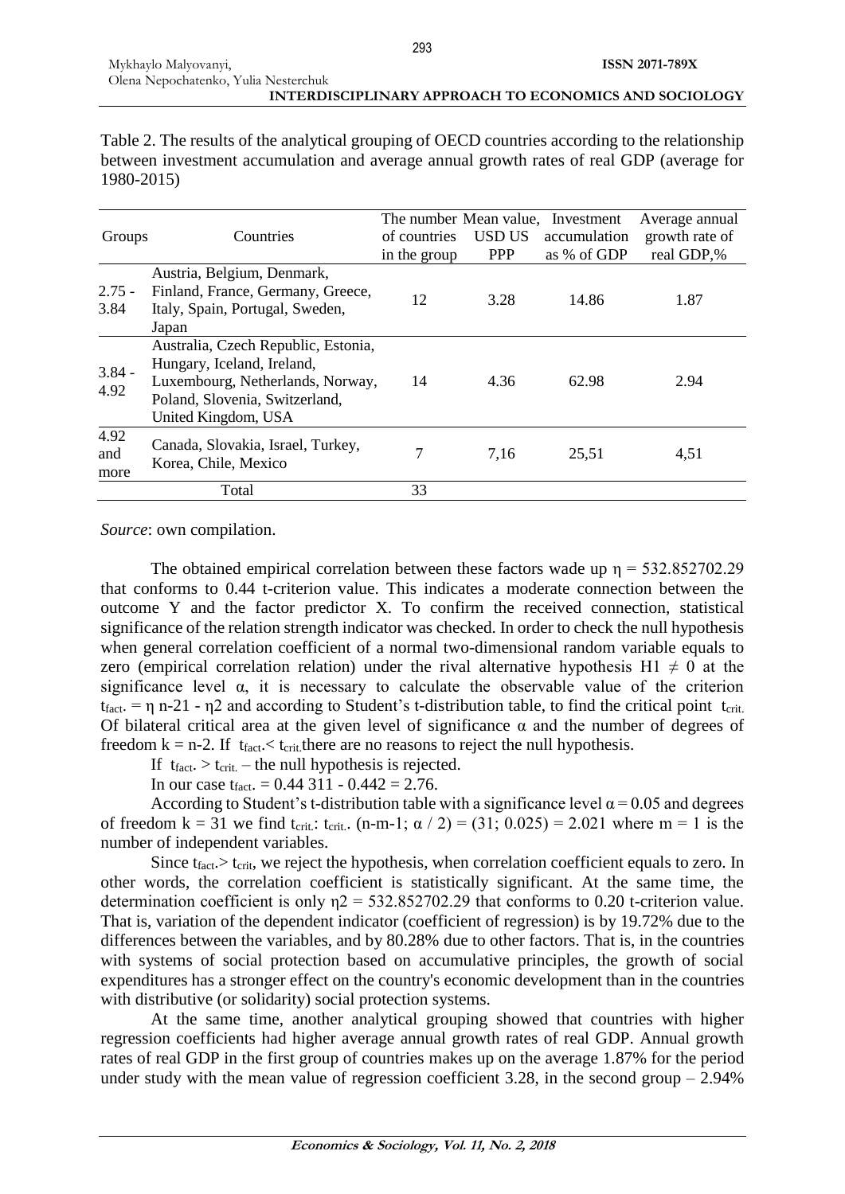Table 2. The results of the analytical grouping of OECD countries according to the relationship between investment accumulation and average annual growth rates of real GDP (average for 1980-2015)

| Groups | Countries | The number of countries in the group | Mean value, USD US PPP | Investment accumulation as % of GDP | Average annual growth rate of real GDP,% |
|---|---|---|---|---|---|
| 2.75 - 3.84 | Austria, Belgium, Denmark, Finland, France, Germany, Greece, Italy, Spain, Portugal, Sweden, Japan | 12 | 3.28 | 14.86 | 1.87 |
| 3.84 - 4.92 | Australia, Czech Republic, Estonia, Hungary, Iceland, Ireland, Luxembourg, Netherlands, Norway, Poland, Slovenia, Switzerland, United Kingdom, USA | 14 | 4.36 | 62.98 | 2.94 |
| 4.92 and more | Canada, Slovakia, Israel, Turkey, Korea, Chile, Mexico | 7 | 7,16 | 25,51 | 4,51 |
| | Total | 33 | | | |

*Source*: own compilation.

The obtained empirical correlation between these factors wade up $\eta$ = 532.852702.29 that conforms to 0.44 t-criterion value. This indicates a moderate connection between the outcome Y and the factor predictor X. To confirm the received connection, statistical significance of the relation strength indicator was checked. In order to check the null hypothesis when general correlation coefficient of a normal two-dimensional random variable equals to zero (empirical correlation relation) under the rival alternative hypothesis H1 $\neq$ 0 at the significance level $\alpha$, it is necessary to calculate the observable value of the criterion $t_{fact.}$ = $\eta$ n-21 - $\eta$2 and according to Student's t-distribution table, to find the critical point $t_{crit.}$ Of bilateral critical area at the given level of significance $\alpha$ and the number of degrees of freedom k = n-2. If $t_{fact.} < t_{crit.}$ there are no reasons to reject the null hypothesis.

If $t_{fact.} > t_{crit.}$ – the null hypothesis is rejected.

In our case $t_{fact.}$ = 0.44 311 - 0.442 = 2.76.

According to Student's t-distribution table with a significance level $\alpha$ = 0.05 and degrees of freedom k = 31 we find $t_{crit.}$: $t_{crit.}$. (n-m-1; $\alpha$ / 2) = (31; 0.025) = 2.021 where m = 1 is the number of independent variables.

Since $t_{fact.} > t_{crit}$, we reject the hypothesis, when correlation coefficient equals to zero. In other words, the correlation coefficient is statistically significant. At the same time, the determination coefficient is only $\eta$2 = 532.852702.29 that conforms to 0.20 t-criterion value. That is, variation of the dependent indicator (coefficient of regression) is by 19.72% due to the differences between the variables, and by 80.28% due to other factors. That is, in the countries with systems of social protection based on accumulative principles, the growth of social expenditures has a stronger effect on the country's economic development than in the countries with distributive (or solidarity) social protection systems.

At the same time, another analytical grouping showed that countries with higher regression coefficients had higher average annual growth rates of real GDP. Annual growth rates of real GDP in the first group of countries makes up on the average 1.87% for the period under study with the mean value of regression coefficient 3.28, in the second group – 2.94%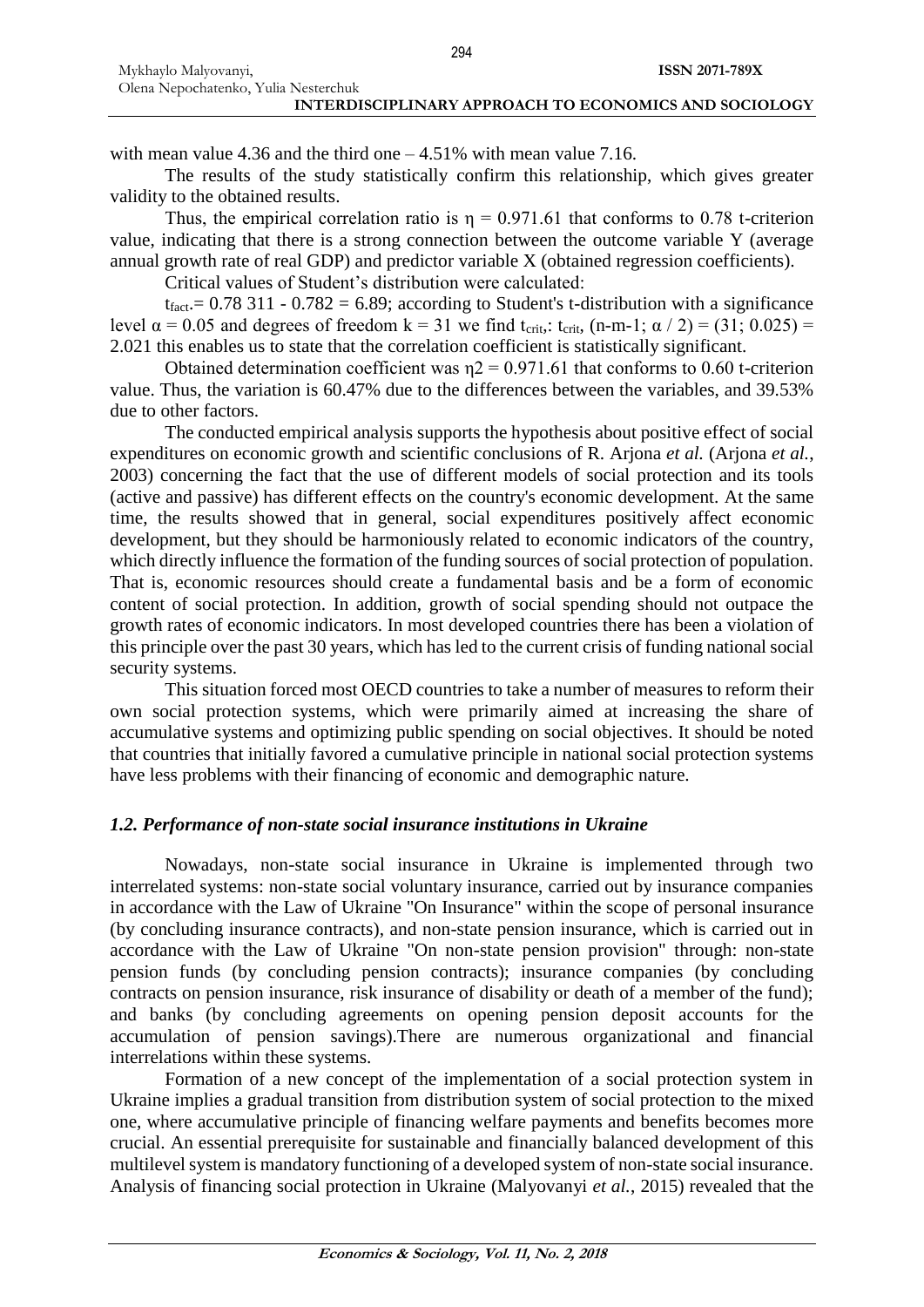with mean value 4.36 and the third one – 4.51% with mean value 7.16.

The results of the study statistically confirm this relationship, which gives greater validity to the obtained results.

Thus, the empirical correlation ratio is $\eta = 0.971.61$ that conforms to 0.78 t-criterion value, indicating that there is a strong connection between the outcome variable Y (average annual growth rate of real GDP) and predictor variable X (obtained regression coefficients).

Critical values of Student's distribution were calculated:

$t_{fact}$.= 0.78 311 - 0.782 = 6.89; according to Student's t-distribution with a significance level $\alpha = 0.05$ and degrees of freedom k = 31 we find $t_{crit}$,: $t_{crit}$, (n-m-1; $\alpha$ / 2) = (31; 0.025) = 2.021 this enables us to state that the correlation coefficient is statistically significant.

Obtained determination coefficient was $\eta 2 = 0.971.61$ that conforms to 0.60 t-criterion value. Thus, the variation is 60.47% due to the differences between the variables, and 39.53% due to other factors.

The conducted empirical analysis supports the hypothesis about positive effect of social expenditures on economic growth and scientific conclusions of R. Arjona *et al.* (Arjona *et al.*, 2003) concerning the fact that the use of different models of social protection and its tools (active and passive) has different effects on the country's economic development. At the same time, the results showed that in general, social expenditures positively affect economic development, but they should be harmoniously related to economic indicators of the country, which directly influence the formation of the funding sources of social protection of population. That is, economic resources should create a fundamental basis and be a form of economic content of social protection. In addition, growth of social spending should not outpace the growth rates of economic indicators. In most developed countries there has been a violation of this principle over the past 30 years, which has led to the current crisis of funding national social security systems.

This situation forced most OECD countries to take a number of measures to reform their own social protection systems, which were primarily aimed at increasing the share of accumulative systems and optimizing public spending on social objectives. It should be noted that countries that initially favored a cumulative principle in national social protection systems have less problems with their financing of economic and demographic nature.

### *1.2. Performance of non-state social insurance institutions in Ukraine*

Nowadays, non-state social insurance in Ukraine is implemented through two interrelated systems: non-state social voluntary insurance, carried out by insurance companies in accordance with the Law of Ukraine "On Insurance" within the scope of personal insurance (by concluding insurance contracts), and non-state pension insurance, which is carried out in accordance with the Law of Ukraine "On non-state pension provision" through: non-state pension funds (by concluding pension contracts); insurance companies (by concluding contracts on pension insurance, risk insurance of disability or death of a member of the fund); and banks (by concluding agreements on opening pension deposit accounts for the accumulation of pension savings).There are numerous organizational and financial interrelations within these systems.

Formation of a new concept of the implementation of a social protection system in Ukraine implies a gradual transition from distribution system of social protection to the mixed one, where accumulative principle of financing welfare payments and benefits becomes more crucial. An essential prerequisite for sustainable and financially balanced development of this multilevel system is mandatory functioning of a developed system of non-state social insurance. Analysis of financing social protection in Ukraine (Malyovanyi *et al.*, 2015) revealed that the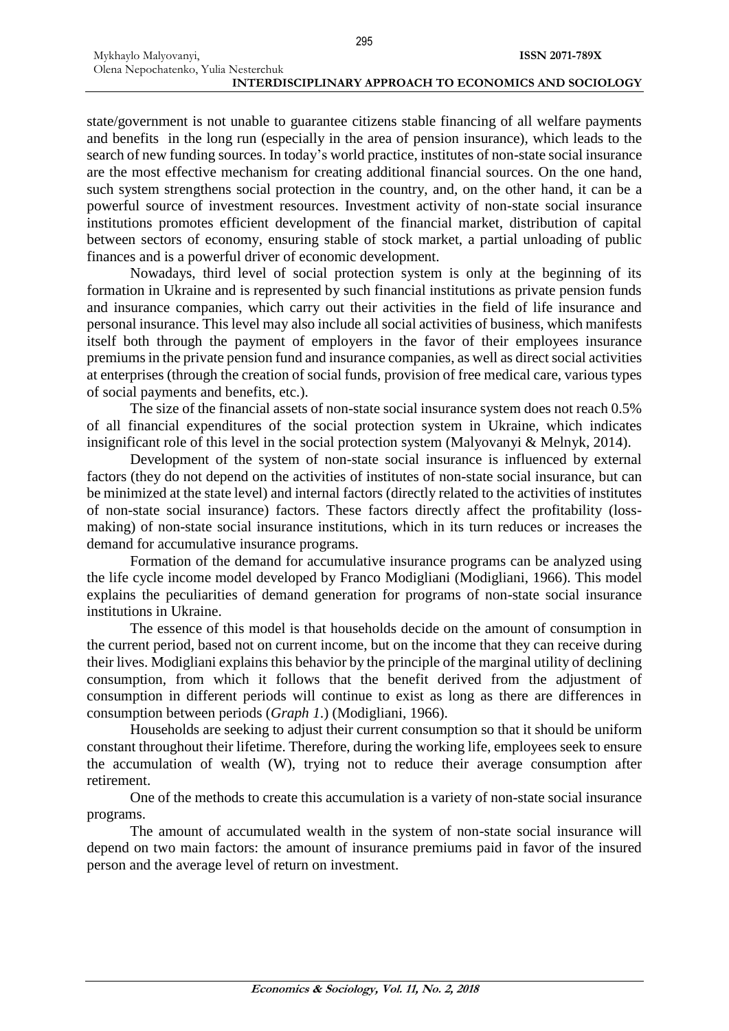state/government is not unable to guarantee citizens stable financing of all welfare payments and benefits in the long run (especially in the area of pension insurance), which leads to the search of new funding sources. In today's world practice, institutes of non-state social insurance are the most effective mechanism for creating additional financial sources. On the one hand, such system strengthens social protection in the country, and, on the other hand, it can be a powerful source of investment resources. Investment activity of non-state social insurance institutions promotes efficient development of the financial market, distribution of capital between sectors of economy, ensuring stable of stock market, a partial unloading of public finances and is a powerful driver of economic development.

Nowadays, third level of social protection system is only at the beginning of its formation in Ukraine and is represented by such financial institutions as private pension funds and insurance companies, which carry out their activities in the field of life insurance and personal insurance. This level may also include all social activities of business, which manifests itself both through the payment of employers in the favor of their employees insurance premiums in the private pension fund and insurance companies, as well as direct social activities at enterprises (through the creation of social funds, provision of free medical care, various types of social payments and benefits, etc.).

The size of the financial assets of non-state social insurance system does not reach 0.5% of all financial expenditures of the social protection system in Ukraine, which indicates insignificant role of this level in the social protection system (Malyovanyi & Melnyk, 2014).

Development of the system of non-state social insurance is influenced by external factors (they do not depend on the activities of institutes of non-state social insurance, but can be minimized at the state level) and internal factors (directly related to the activities of institutes of non-state social insurance) factors. These factors directly affect the profitability (loss-making) of non-state social insurance institutions, which in its turn reduces or increases the demand for accumulative insurance programs.

Formation of the demand for accumulative insurance programs can be analyzed using the life cycle income model developed by Franco Modigliani (Modigliani, 1966). This model explains the peculiarities of demand generation for programs of non-state social insurance institutions in Ukraine.

The essence of this model is that households decide on the amount of consumption in the current period, based not on current income, but on the income that they can receive during their lives. Modigliani explains this behavior by the principle of the marginal utility of declining consumption, from which it follows that the benefit derived from the adjustment of consumption in different periods will continue to exist as long as there are differences in consumption between periods (*Graph 1.*) (Modigliani, 1966).

Households are seeking to adjust their current consumption so that it should be uniform constant throughout their lifetime. Therefore, during the working life, employees seek to ensure the accumulation of wealth (W), trying not to reduce their average consumption after retirement.

One of the methods to create this accumulation is a variety of non-state social insurance programs.

The amount of accumulated wealth in the system of non-state social insurance will depend on two main factors: the amount of insurance premiums paid in favor of the insured person and the average level of return on investment.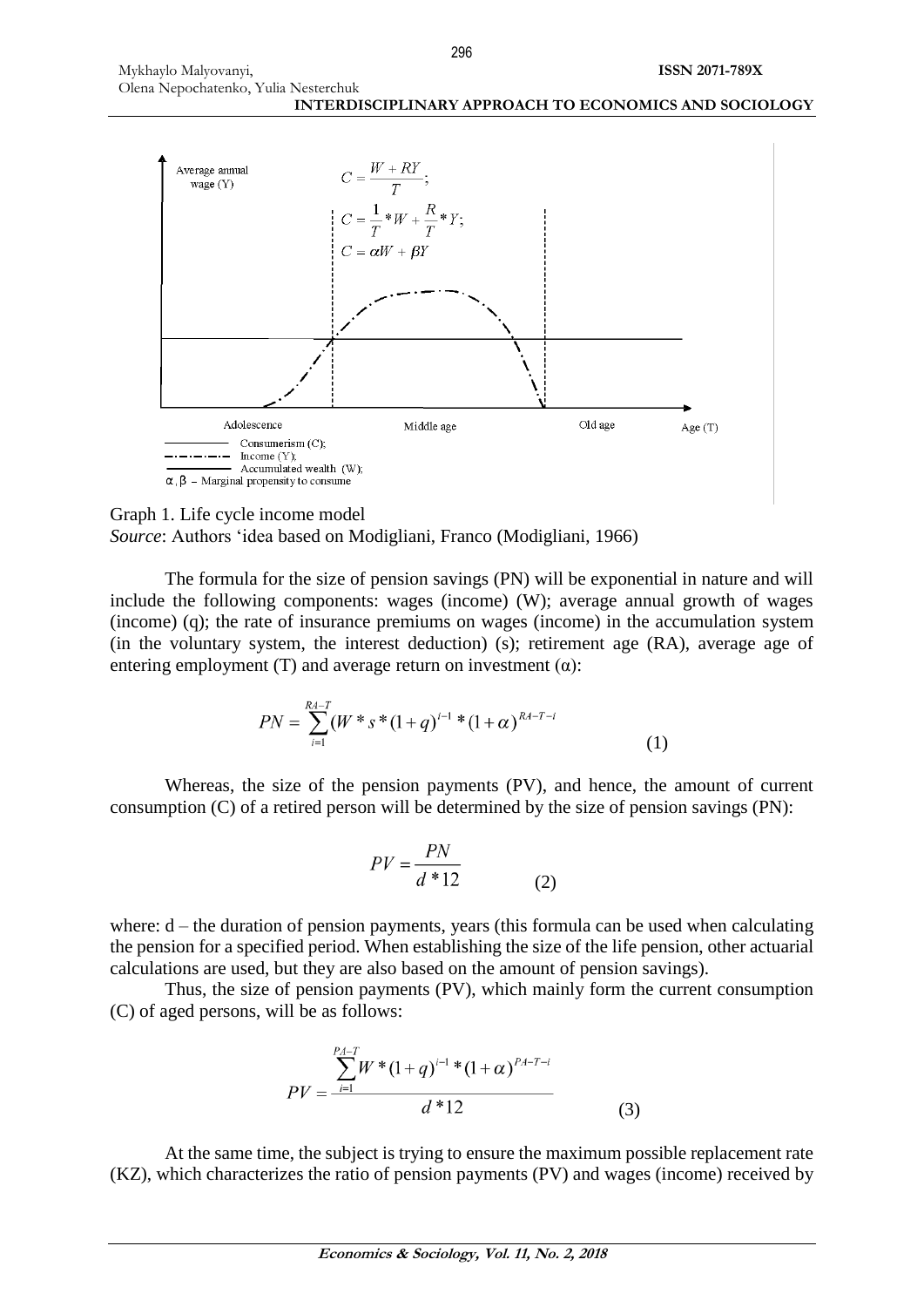Graph 1. Life cycle income model
*Source*: Authors 'idea based on Modigliani, Franco (Modigliani, 1966)

The formula for the size of pension savings (PN) will be exponential in nature and will include the following components: wages (income) (W); average annual growth of wages (income) (q); the rate of insurance premiums on wages (income) in the accumulation system (in the voluntary system, the interest deduction) (s); retirement age (RA), average age of entering employment (T) and average return on investment (α):

$$PN = \sum_{i=1}^{RA-T}(W * s * (1+q)^{i-1} * (1+\alpha)^{RA-T-i} \quad (1)$$

Whereas, the size of the pension payments (PV), and hence, the amount of current consumption (C) of a retired person will be determined by the size of pension savings (PN):

$$PV = \frac{PN}{d * 12} \quad (2)$$

where: d – the duration of pension payments, years (this formula can be used when calculating the pension for a specified period. When establishing the size of the life pension, other actuarial calculations are used, but they are also based on the amount of pension savings).

Thus, the size of pension payments (PV), which mainly form the current consumption (C) of aged persons, will be as follows:

$$PV = \frac{\sum_{i=1}^{PA-T} W * (1+q)^{i-1} * (1+\alpha)^{PA-T-i}}{d * 12} \quad (3)$$

At the same time, the subject is trying to ensure the maximum possible replacement rate (KZ), which characterizes the ratio of pension payments (PV) and wages (income) received by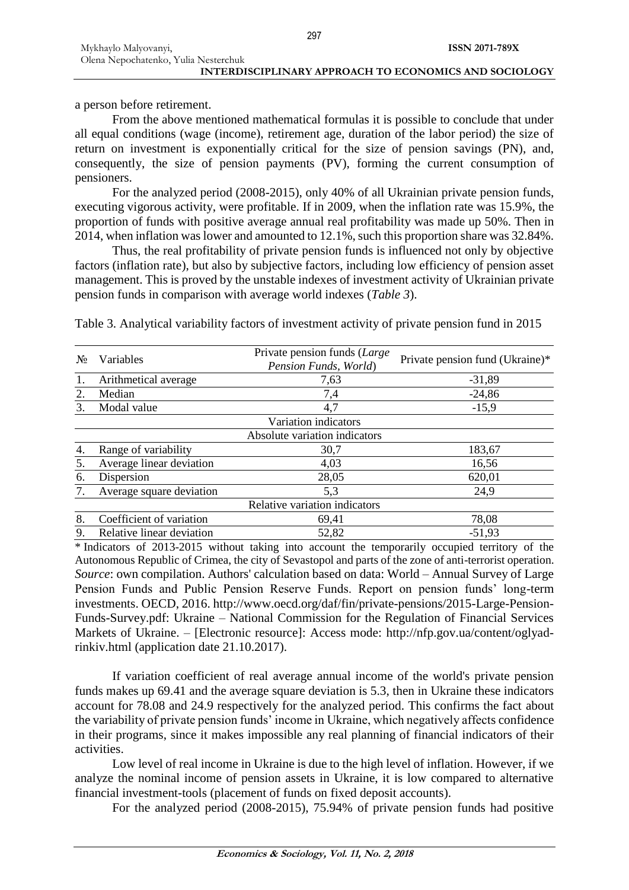a person before retirement.

From the above mentioned mathematical formulas it is possible to conclude that under all equal conditions (wage (income), retirement age, duration of the labor period) the size of return on investment is exponentially critical for the size of pension savings (PN), and, consequently, the size of pension payments (PV), forming the current consumption of pensioners.

For the analyzed period (2008-2015), only 40% of all Ukrainian private pension funds, executing vigorous activity, were profitable. If in 2009, when the inflation rate was 15.9%, the proportion of funds with positive average annual real profitability was made up 50%. Then in 2014, when inflation was lower and amounted to 12.1%, such this proportion share was 32.84%.

Thus, the real profitability of private pension funds is influenced not only by objective factors (inflation rate), but also by subjective factors, including low efficiency of pension asset management. This is proved by the unstable indexes of investment activity of Ukrainian private pension funds in comparison with average world indexes (*Table 3*).

Table 3. Analytical variability factors of investment activity of private pension fund in 2015

| № | Variables | Private pension funds (*Large Pension Funds, World*) | Private pension fund (Ukraine)* |
|---|---|---|---|
| 1. | Arithmetical average | 7,63 | -31,89 |
| 2. | Median | 7,4 | -24,86 |
| 3. | Modal value | 4,7 | -15,9 |
| | | Variation indicators | |
| | | Absolute variation indicators | |
| 4. | Range of variability | 30,7 | 183,67 |
| 5. | Average linear deviation | 4,03 | 16,56 |
| 6. | Dispersion | 28,05 | 620,01 |
| 7. | Average square deviation | 5,3 | 24,9 |
| | | Relative variation indicators | |
| 8. | Coefficient of variation | 69,41 | 78,08 |
| 9. | Relative linear deviation | 52,82 | -51,93 |

\* Indicators of 2013-2015 without taking into account the temporarily occupied territory of the Autonomous Republic of Crimea, the city of Sevastopol and parts of the zone of anti-terrorist operation.
*Source*: own compilation. Authors' calculation based on data: World – Annual Survey of Large Pension Funds and Public Pension Reserve Funds. Report on pension funds' long-term investments. OECD, 2016. http://www.oecd.org/daf/fin/private-pensions/2015-Large-Pension-Funds-Survey.pdf: Ukraine – National Commission for the Regulation of Financial Services Markets of Ukraine. – [Electronic resource]: Access mode: http://nfp.gov.ua/content/oglyad-rinkiv.html (application date 21.10.2017).

If variation coefficient of real average annual income of the world's private pension funds makes up 69.41 and the average square deviation is 5.3, then in Ukraine these indicators account for 78.08 and 24.9 respectively for the analyzed period. This confirms the fact about the variability of private pension funds' income in Ukraine, which negatively affects confidence in their programs, since it makes impossible any real planning of financial indicators of their activities.

Low level of real income in Ukraine is due to the high level of inflation. However, if we analyze the nominal income of pension assets in Ukraine, it is low compared to alternative financial investment-tools (placement of funds on fixed deposit accounts).

For the analyzed period (2008-2015), 75.94% of private pension funds had positive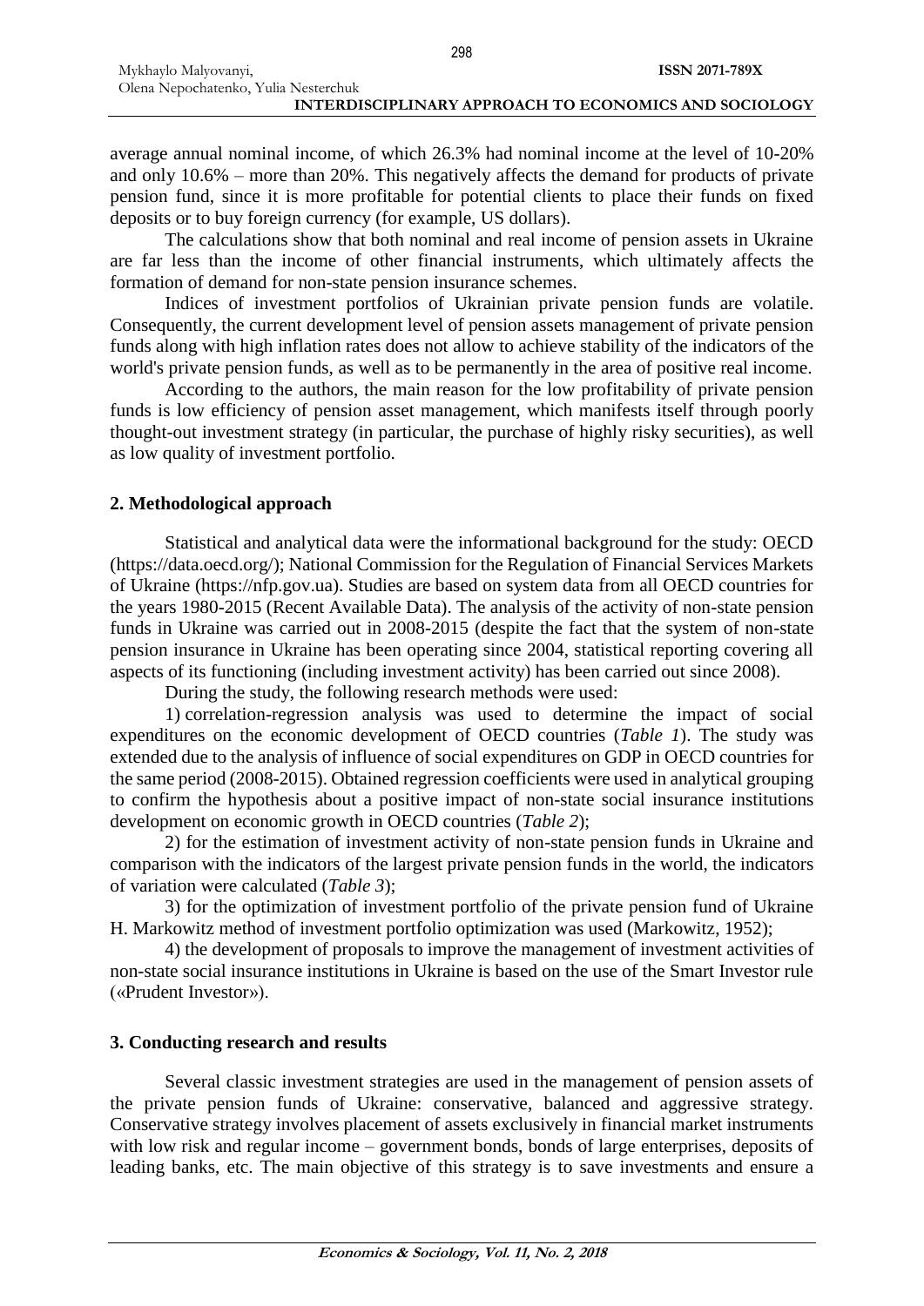average annual nominal income, of which 26.3% had nominal income at the level of 10-20% and only 10.6% – more than 20%. This negatively affects the demand for products of private pension fund, since it is more profitable for potential clients to place their funds on fixed deposits or to buy foreign currency (for example, US dollars).

The calculations show that both nominal and real income of pension assets in Ukraine are far less than the income of other financial instruments, which ultimately affects the formation of demand for non-state pension insurance schemes.

Indices of investment portfolios of Ukrainian private pension funds are volatile. Consequently, the current development level of pension assets management of private pension funds along with high inflation rates does not allow to achieve stability of the indicators of the world's private pension funds, as well as to be permanently in the area of positive real income.

According to the authors, the main reason for the low profitability of private pension funds is low efficiency of pension asset management, which manifests itself through poorly thought-out investment strategy (in particular, the purchase of highly risky securities), as well as low quality of investment portfolio.

## 2. Methodological approach

Statistical and analytical data were the informational background for the study: OECD (https://data.oecd.org/); National Commission for the Regulation of Financial Services Markets of Ukraine (https://nfp.gov.ua). Studies are based on system data from all OECD countries for the years 1980-2015 (Recent Available Data). The analysis of the activity of non-state pension funds in Ukraine was carried out in 2008-2015 (despite the fact that the system of non-state pension insurance in Ukraine has been operating since 2004, statistical reporting covering all aspects of its functioning (including investment activity) has been carried out since 2008).

During the study, the following research methods were used:

1) correlation-regression analysis was used to determine the impact of social expenditures on the economic development of OECD countries (*Table 1*). The study was extended due to the analysis of influence of social expenditures on GDP in OECD countries for the same period (2008-2015). Obtained regression coefficients were used in analytical grouping to confirm the hypothesis about a positive impact of non-state social insurance institutions development on economic growth in OECD countries (*Table 2*);

2) for the estimation of investment activity of non-state pension funds in Ukraine and comparison with the indicators of the largest private pension funds in the world, the indicators of variation were calculated (*Table 3*);

3) for the optimization of investment portfolio of the private pension fund of Ukraine H. Markowitz method of investment portfolio optimization was used (Markowitz, 1952);

4) the development of proposals to improve the management of investment activities of non-state social insurance institutions in Ukraine is based on the use of the Smart Investor rule («Prudent Investor»).

## 3. Conducting research and results

Several classic investment strategies are used in the management of pension assets of the private pension funds of Ukraine: conservative, balanced and aggressive strategy. Conservative strategy involves placement of assets exclusively in financial market instruments with low risk and regular income – government bonds, bonds of large enterprises, deposits of leading banks, etc. The main objective of this strategy is to save investments and ensure a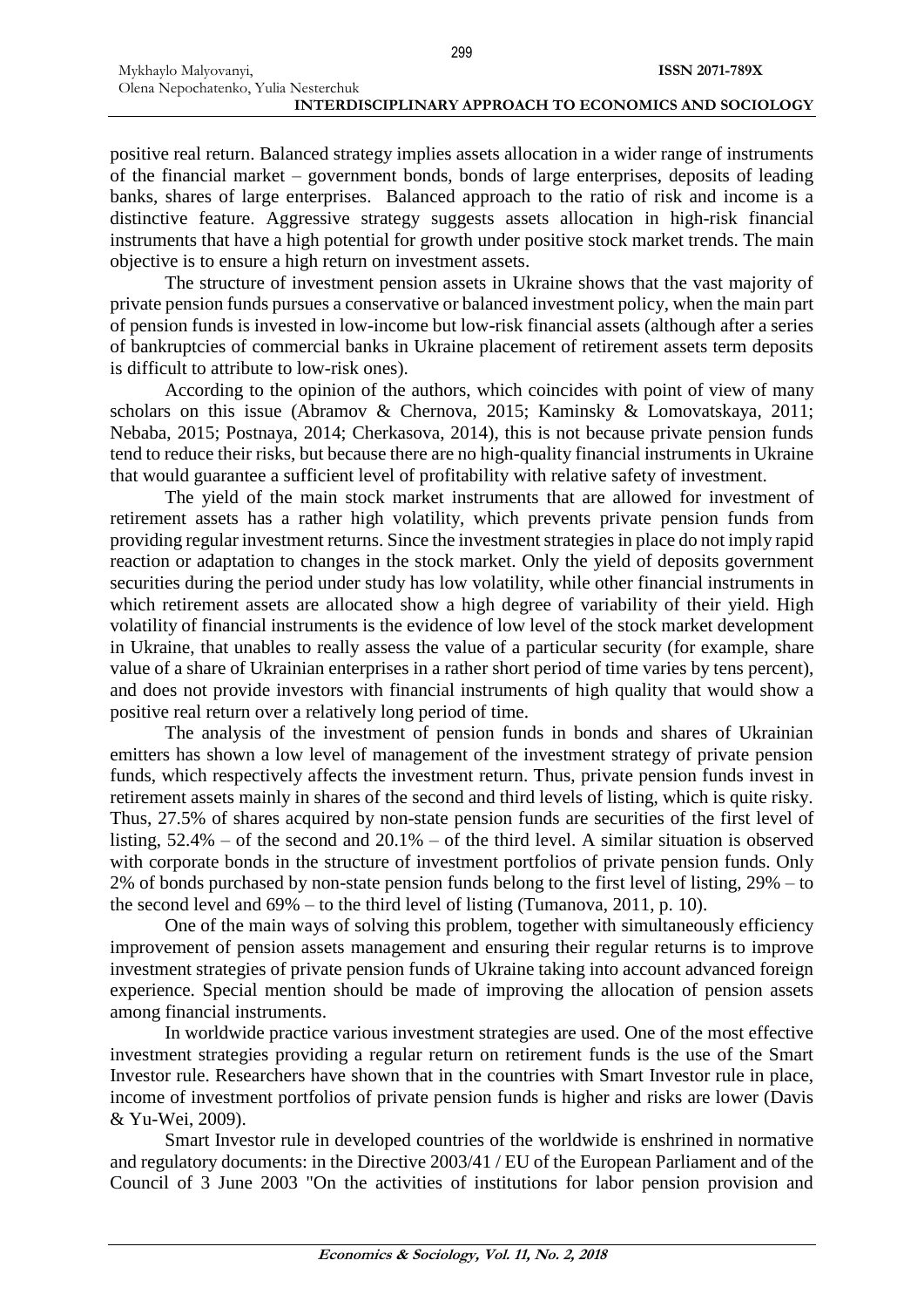positive real return. Balanced strategy implies assets allocation in a wider range of instruments of the financial market – government bonds, bonds of large enterprises, deposits of leading banks, shares of large enterprises. Balanced approach to the ratio of risk and income is a distinctive feature. Aggressive strategy suggests assets allocation in high-risk financial instruments that have a high potential for growth under positive stock market trends. The main objective is to ensure a high return on investment assets.

The structure of investment pension assets in Ukraine shows that the vast majority of private pension funds pursues a conservative or balanced investment policy, when the main part of pension funds is invested in low-income but low-risk financial assets (although after a series of bankruptcies of commercial banks in Ukraine placement of retirement assets term deposits is difficult to attribute to low-risk ones).

According to the opinion of the authors, which coincides with point of view of many scholars on this issue (Abramov & Chernova, 2015; Kaminsky & Lomovatskaya, 2011; Nebaba, 2015; Postnaya, 2014; Cherkasova, 2014), this is not because private pension funds tend to reduce their risks, but because there are no high-quality financial instruments in Ukraine that would guarantee a sufficient level of profitability with relative safety of investment.

The yield of the main stock market instruments that are allowed for investment of retirement assets has a rather high volatility, which prevents private pension funds from providing regular investment returns. Since the investment strategies in place do not imply rapid reaction or adaptation to changes in the stock market. Only the yield of deposits government securities during the period under study has low volatility, while other financial instruments in which retirement assets are allocated show a high degree of variability of their yield. High volatility of financial instruments is the evidence of low level of the stock market development in Ukraine, that unables to really assess the value of a particular security (for example, share value of a share of Ukrainian enterprises in a rather short period of time varies by tens percent), and does not provide investors with financial instruments of high quality that would show a positive real return over a relatively long period of time.

The analysis of the investment of pension funds in bonds and shares of Ukrainian emitters has shown a low level of management of the investment strategy of private pension funds, which respectively affects the investment return. Thus, private pension funds invest in retirement assets mainly in shares of the second and third levels of listing, which is quite risky. Thus, 27.5% of shares acquired by non-state pension funds are securities of the first level of listing, 52.4% – of the second and 20.1% – of the third level. A similar situation is observed with corporate bonds in the structure of investment portfolios of private pension funds. Only 2% of bonds purchased by non-state pension funds belong to the first level of listing, 29% – to the second level and 69% – to the third level of listing (Tumanova, 2011, p. 10).

One of the main ways of solving this problem, together with simultaneously efficiency improvement of pension assets management and ensuring their regular returns is to improve investment strategies of private pension funds of Ukraine taking into account advanced foreign experience. Special mention should be made of improving the allocation of pension assets among financial instruments.

In worldwide practice various investment strategies are used. One of the most effective investment strategies providing a regular return on retirement funds is the use of the Smart Investor rule. Researchers have shown that in the countries with Smart Investor rule in place, income of investment portfolios of private pension funds is higher and risks are lower (Davis & Yu-Wei, 2009).

Smart Investor rule in developed countries of the worldwide is enshrined in normative and regulatory documents: in the Directive 2003/41 / EU of the European Parliament and of the Council of 3 June 2003 "On the activities of institutions for labor pension provision and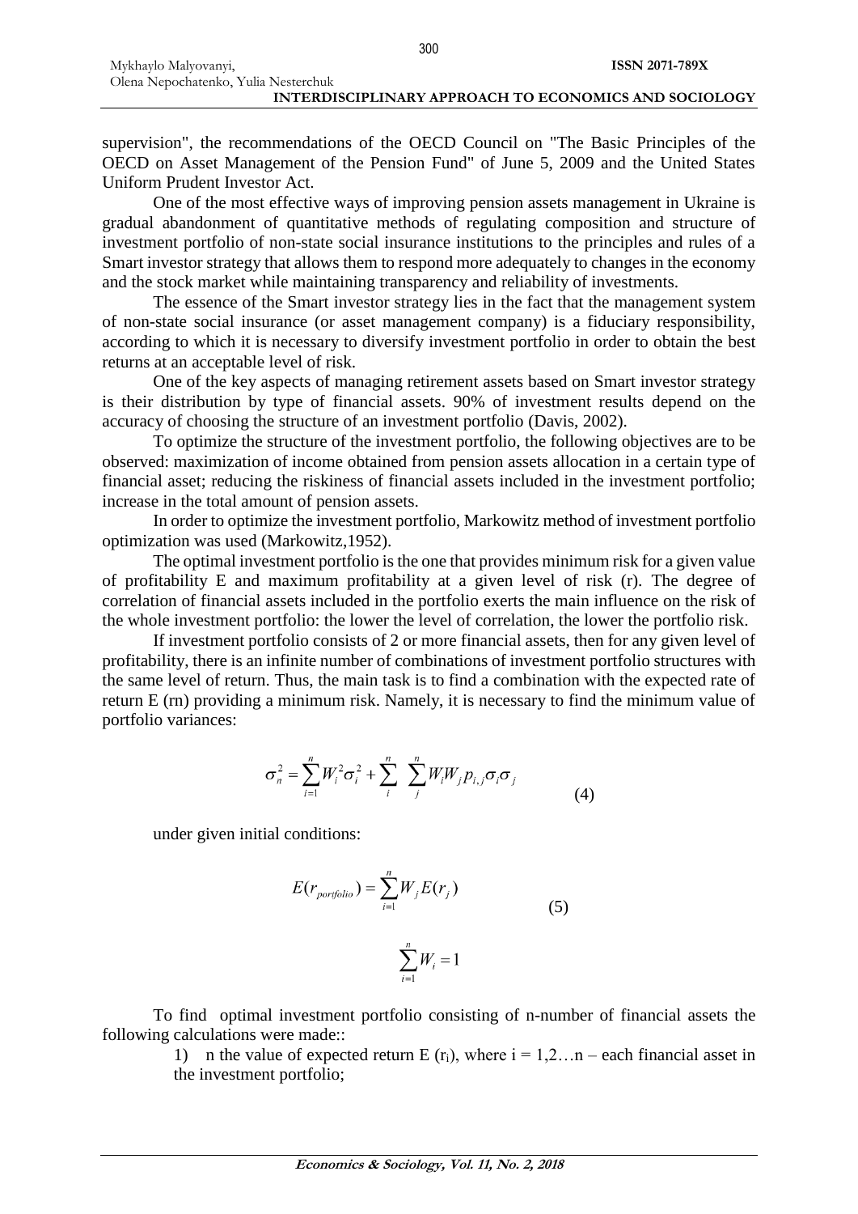supervision", the recommendations of the OECD Council on "The Basic Principles of the OECD on Asset Management of the Pension Fund" of June 5, 2009 and the United States Uniform Prudent Investor Act.

One of the most effective ways of improving pension assets management in Ukraine is gradual abandonment of quantitative methods of regulating composition and structure of investment portfolio of non-state social insurance institutions to the principles and rules of a Smart investor strategy that allows them to respond more adequately to changes in the economy and the stock market while maintaining transparency and reliability of investments.

The essence of the Smart investor strategy lies in the fact that the management system of non-state social insurance (or asset management company) is a fiduciary responsibility, according to which it is necessary to diversify investment portfolio in order to obtain the best returns at an acceptable level of risk.

One of the key aspects of managing retirement assets based on Smart investor strategy is their distribution by type of financial assets. 90% of investment results depend on the accuracy of choosing the structure of an investment portfolio (Davis, 2002).

To optimize the structure of the investment portfolio, the following objectives are to be observed: maximization of income obtained from pension assets allocation in a certain type of financial asset; reducing the riskiness of financial assets included in the investment portfolio; increase in the total amount of pension assets.

In order to optimize the investment portfolio, Markowitz method of investment portfolio optimization was used (Markowitz,1952).

The optimal investment portfolio is the one that provides minimum risk for a given value of profitability E and maximum profitability at a given level of risk (r). The degree of correlation of financial assets included in the portfolio exerts the main influence on the risk of the whole investment portfolio: the lower the level of correlation, the lower the portfolio risk.

If investment portfolio consists of 2 or more financial assets, then for any given level of profitability, there is an infinite number of combinations of investment portfolio structures with the same level of return. Thus, the main task is to find a combination with the expected rate of return E (rn) providing a minimum risk. Namely, it is necessary to find the minimum value of portfolio variances:

$$\sigma_n^2 = \sum_{i=1}^{n} W_i^2 \sigma_i^2 + \sum_{i}^{n} \sum_{j}^{n} W_i W_j p_{i,j} \sigma_i \sigma_j \tag{4}$$

under given initial conditions:

$$E(r_{portfolio}) = \sum_{i=1}^{n} W_j E(r_j) \tag{5}$$

$$\sum_{i=1}^{n} W_i = 1$$

To find optimal investment portfolio consisting of n-number of financial assets the following calculations were made::

1) n the value of expected return E ($r_i$), where i = 1,2…n – each financial asset in the investment portfolio;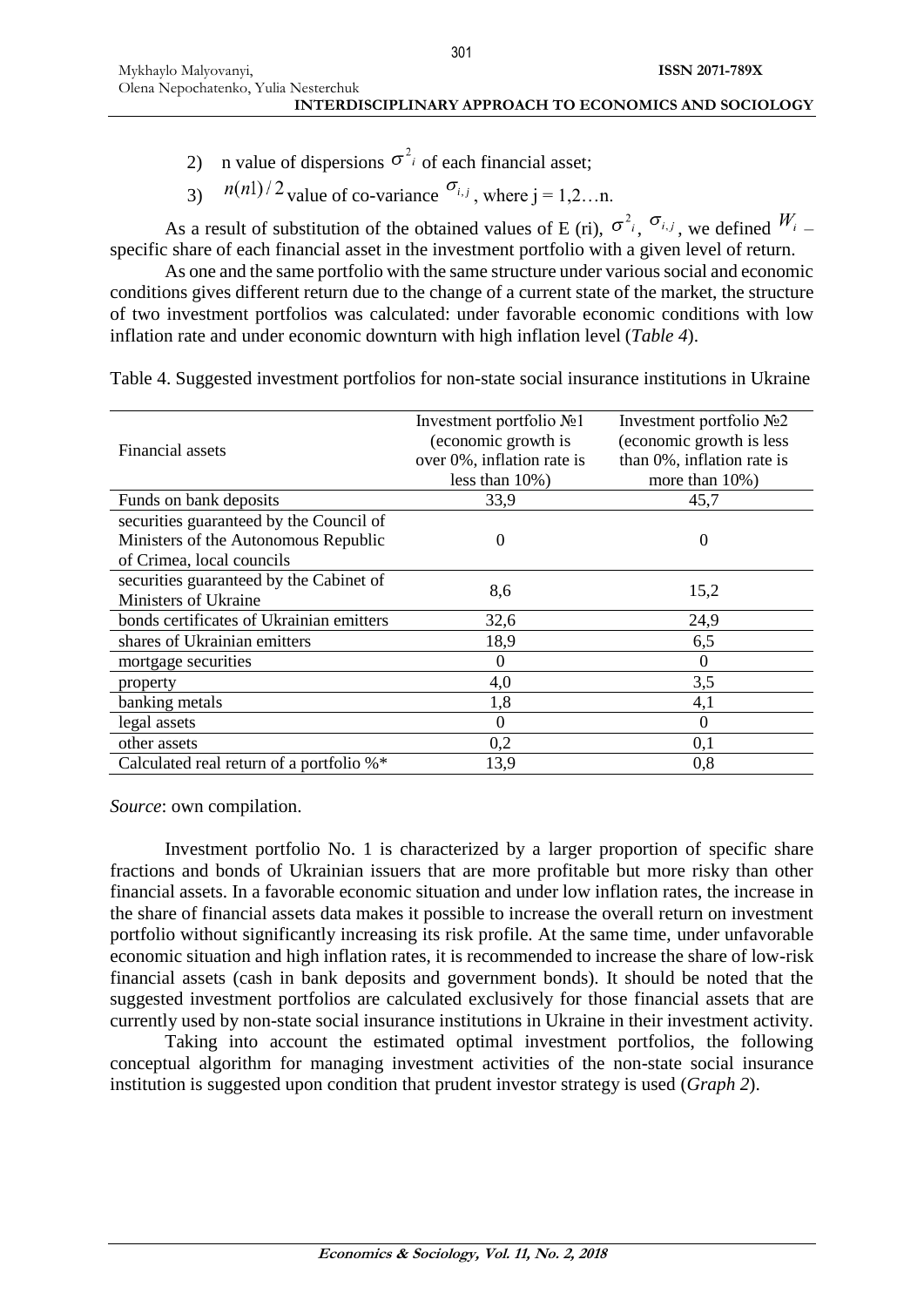2) n value of dispersions $\sigma^2_i$ of each financial asset;

3) $n(n1)/2$ value of co-variance $\sigma_{i,j}$, where j = 1,2…n.

As a result of substitution of the obtained values of E (ri), $\sigma^2_i$, $\sigma_{i,j}$, we defined $W_i$ – specific share of each financial asset in the investment portfolio with a given level of return.

As one and the same portfolio with the same structure under various social and economic conditions gives different return due to the change of a current state of the market, the structure of two investment portfolios was calculated: under favorable economic conditions with low inflation rate and under economic downturn with high inflation level (*Table 4*).

Table 4. Suggested investment portfolios for non-state social insurance institutions in Ukraine

| Financial assets | Investment portfolio №1 (economic growth is over 0%, inflation rate is less than 10%) | Investment portfolio №2 (economic growth is less than 0%, inflation rate is more than 10%) |
|---|---|---|
| Funds on bank deposits | 33,9 | 45,7 |
| securities guaranteed by the Council of Ministers of the Autonomous Republic of Crimea, local councils | 0 | 0 |
| securities guaranteed by the Cabinet of Ministers of Ukraine | 8,6 | 15,2 |
| bonds certificates of Ukrainian emitters | 32,6 | 24,9 |
| shares of Ukrainian emitters | 18,9 | 6,5 |
| mortgage securities | 0 | 0 |
| property | 4,0 | 3,5 |
| banking metals | 1,8 | 4,1 |
| legal assets | 0 | 0 |
| other assets | 0,2 | 0,1 |
| Calculated real return of a portfolio %* | 13,9 | 0,8 |

*Source*: own compilation.

Investment portfolio No. 1 is characterized by a larger proportion of specific share fractions and bonds of Ukrainian issuers that are more profitable but more risky than other financial assets. In a favorable economic situation and under low inflation rates, the increase in the share of financial assets data makes it possible to increase the overall return on investment portfolio without significantly increasing its risk profile. At the same time, under unfavorable economic situation and high inflation rates, it is recommended to increase the share of low-risk financial assets (cash in bank deposits and government bonds). It should be noted that the suggested investment portfolios are calculated exclusively for those financial assets that are currently used by non-state social insurance institutions in Ukraine in their investment activity.

Taking into account the estimated optimal investment portfolios, the following conceptual algorithm for managing investment activities of the non-state social insurance institution is suggested upon condition that prudent investor strategy is used (*Graph 2*).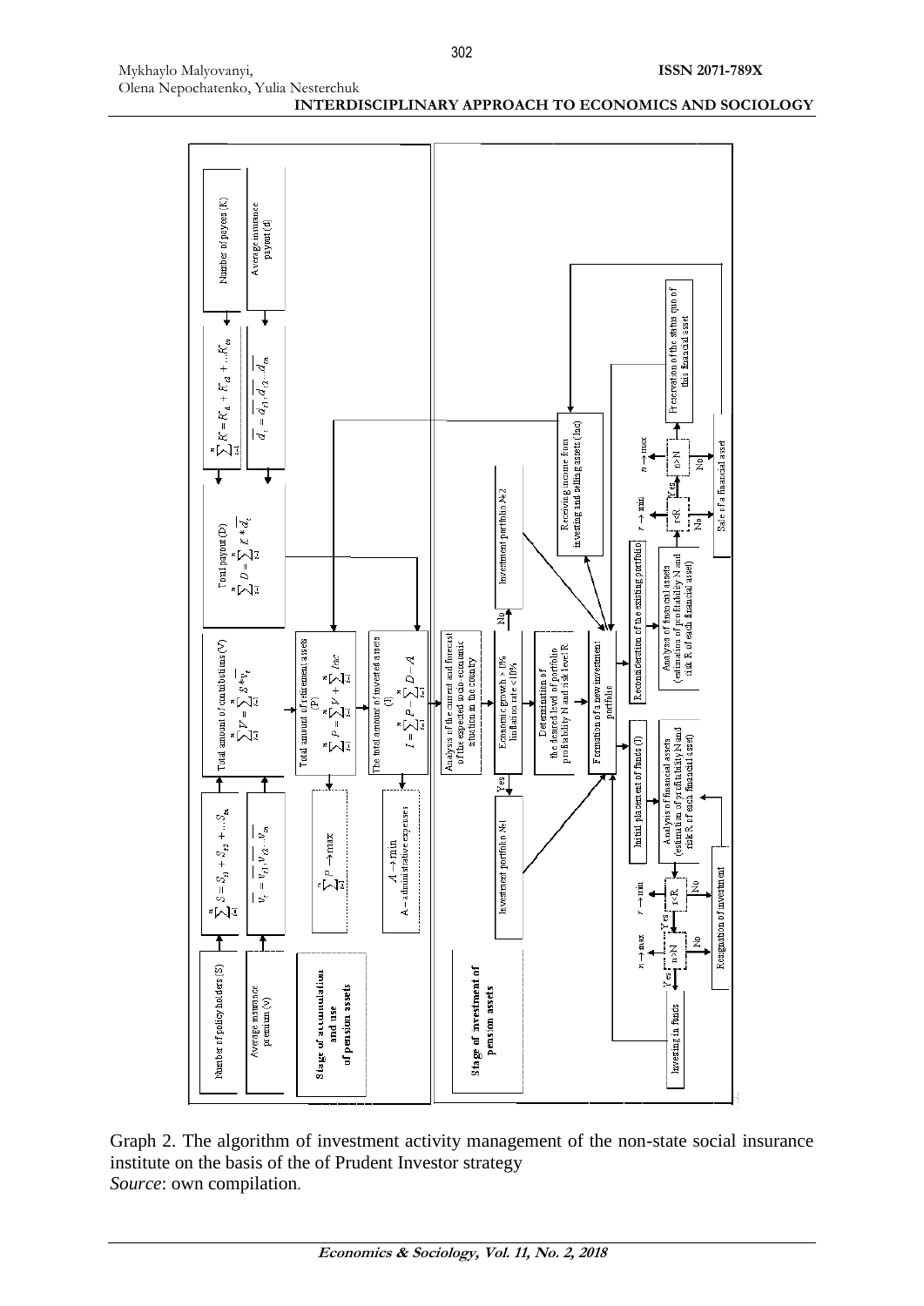**Stage of accumulation and use of pension assets**

- Number of policy holders (S) → $\sum_{i=1}^{n} S = S_{t1} + S_{t2} + ... S_{tn}$
- Average insurance premium (v) → $\overline{v_t} = \overline{v_{t1}}, \overline{v_{t2}} ... \overline{v_{tn}}$
- Total amount of contributions (V): $\sum_{i=1}^{n} V = \sum_{i=1}^{n} S * \overline{v_t}$
- Number of payees (K) → $\sum_{i=1}^{n} K = K_{t1} + K_{t2} + ... K_{tn}$
- Average insurance payout (d) → $\overline{d_t} = \overline{d_{t1}}, \overline{d_{t2}} ... \overline{d_{tn}}$
- Total payout (D): $\sum_{i=1}^{n} D = \sum_{i=1}^{n} K * \overline{d_t}$
- Total amount of retirement assets (P): $\sum_{i=1}^{n} P = \sum_{i=1}^{n} V + \sum_{i=1}^{n} Inc$
- $\sum_{i=1}^{n} P \to max$
- The total amount of invested assets (I): $I = \sum_{i=1}^{n} P - \sum_{i=1}^{n} D - A$
- $A \to min$; A – administrative expenses

**Stage of investment of pension assets**

- Analysis of the current and forecast of the expected socio-economic situation in the country
- Economic growth > 0%, Inflation rate < 10%: Yes → Investment portfolio №1; No → Investment portfolio №2
- Determination of the desired level of portfolio profitability N and risk level R
- Formation of a new investment portfolio
- Initial placement of funds (I) → Analysis of financial assets (estimation of profitability N and risk R of each financial asset) → $n > N$ ($n \to max$), $r < R$ ($r \to min$): Yes → Investing in funds; No → Resignation of investment
- Reconsideration of the existing portfolio → Analysis of financial assets (estimation of profitability N and risk R of each financial asset) → $r < R$ ($r \to min$), $n > N$ ($n \to max$): Yes → Preservation of the status quo of this financial asset; No → Sale of a financial asset
- Receiving income from investing and selling assets (Inc)

Graph 2. The algorithm of investment activity management of the non-state social insurance institute on the basis of the of Prudent Investor strategy
*Source*: own compilation.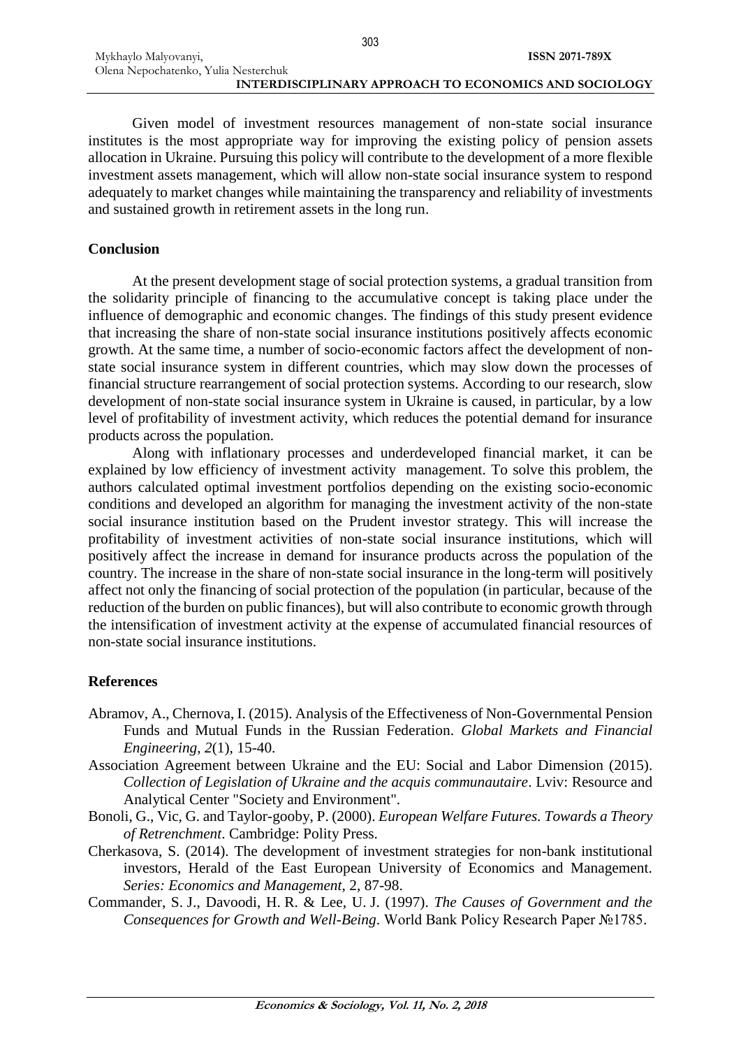Given model of investment resources management of non-state social insurance institutes is the most appropriate way for improving the existing policy of pension assets allocation in Ukraine. Pursuing this policy will contribute to the development of a more flexible investment assets management, which will allow non-state social insurance system to respond adequately to market changes while maintaining the transparency and reliability of investments and sustained growth in retirement assets in the long run.

## Conclusion

At the present development stage of social protection systems, a gradual transition from the solidarity principle of financing to the accumulative concept is taking place under the influence of demographic and economic changes. The findings of this study present evidence that increasing the share of non-state social insurance institutions positively affects economic growth. At the same time, a number of socio-economic factors affect the development of non-state social insurance system in different countries, which may slow down the processes of financial structure rearrangement of social protection systems. According to our research, slow development of non-state social insurance system in Ukraine is caused, in particular, by a low level of profitability of investment activity, which reduces the potential demand for insurance products across the population.

Along with inflationary processes and underdeveloped financial market, it can be explained by low efficiency of investment activity management. To solve this problem, the authors calculated optimal investment portfolios depending on the existing socio-economic conditions and developed an algorithm for managing the investment activity of the non-state social insurance institution based on the Prudent investor strategy. This will increase the profitability of investment activities of non-state social insurance institutions, which will positively affect the increase in demand for insurance products across the population of the country. The increase in the share of non-state social insurance in the long-term will positively affect not only the financing of social protection of the population (in particular, because of the reduction of the burden on public finances), but will also contribute to economic growth through the intensification of investment activity at the expense of accumulated financial resources of non-state social insurance institutions.

## References

Abramov, A., Chernova, I. (2015). Analysis of the Effectiveness of Non-Governmental Pension Funds and Mutual Funds in the Russian Federation. *Global Markets and Financial Engineering*, *2*(1), 15-40.

Association Agreement between Ukraine and the EU: Social and Labor Dimension (2015). *Collection of Legislation of Ukraine and the acquis communautaire*. Lviv: Resource and Analytical Center "Society and Environment".

Bonoli, G., Vic, G. and Taylor-gooby, P. (2000). *European Welfare Futures. Towards a Theory of Retrenchment*. Cambridge: Polity Press.

Cherkasova, S. (2014). The development of investment strategies for non-bank institutional investors, Herald of the East European University of Economics and Management. *Series: Economics and Management*, 2, 87-98.

Commander, S. J., Davoodi, H. R. & Lee, U. J. (1997). *The Causes of Government and the Consequences for Growth and Well-Being*. World Bank Policy Research Paper №1785.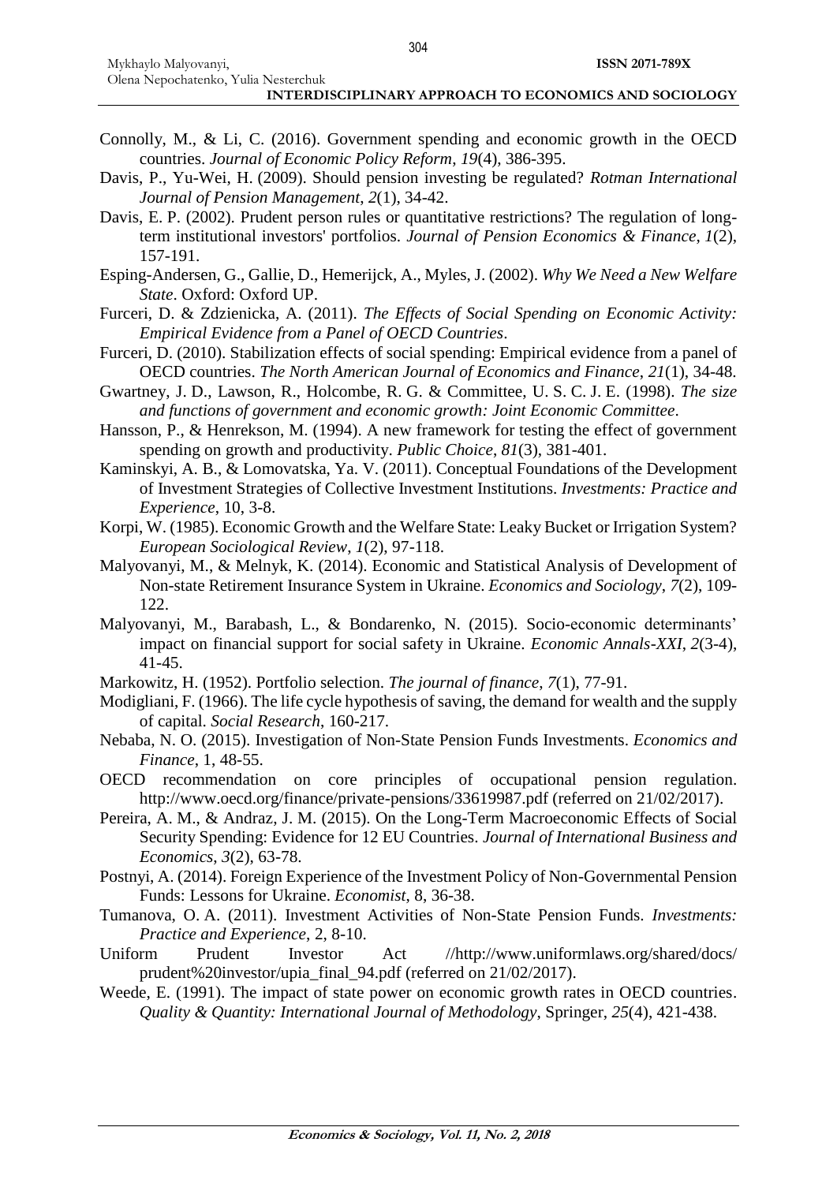Connolly, M., & Li, C. (2016). Government spending and economic growth in the OECD countries. *Journal of Economic Policy Reform*, *19*(4), 386-395.

Davis, P., Yu-Wei, H. (2009). Should pension investing be regulated? *Rotman International Journal of Pension Management*, *2*(1), 34-42.

Davis, E. P. (2002). Prudent person rules or quantitative restrictions? The regulation of long-term institutional investors' portfolios. *Journal of Pension Economics & Finance*, *1*(2), 157-191.

Esping-Andersen, G., Gallie, D., Hemerijck, A., Myles, J. (2002). *Why We Need a New Welfare State*. Oxford: Oxford UP.

Furceri, D. & Zdzienicka, A. (2011). *The Effects of Social Spending on Economic Activity: Empirical Evidence from a Panel of OECD Countries*.

Furceri, D. (2010). Stabilization effects of social spending: Empirical evidence from a panel of OECD countries. *The North American Journal of Economics and Finance*, *21*(1), 34-48.

Gwartney, J. D., Lawson, R., Holcombe, R. G. & Committee, U. S. C. J. E. (1998). *The size and functions of government and economic growth: Joint Economic Committee*.

Hansson, P., & Henrekson, M. (1994). A new framework for testing the effect of government spending on growth and productivity. *Public Choice*, *81*(3), 381-401.

Kaminskyi, A. B., & Lomovatska, Ya. V. (2011). Conceptual Foundations of the Development of Investment Strategies of Collective Investment Institutions. *Investments: Practice and Experience*, 10, 3-8.

Korpi, W. (1985). Economic Growth and the Welfare State: Leaky Bucket or Irrigation System? *European Sociological Review*, *1*(2), 97-118.

Malyovanyi, M., & Melnyk, K. (2014). Economic and Statistical Analysis of Development of Non-state Retirement Insurance System in Ukraine. *Economics and Sociology*, *7*(2), 109-122.

Malyovanyi, M., Barabash, L., & Bondarenko, N. (2015). Socio-economic determinants' impact on financial support for social safety in Ukraine. *Economic Annals-XXI*, *2*(3-4), 41-45.

Markowitz, H. (1952). Portfolio selection. *The journal of finance*, *7*(1), 77-91.

Modigliani, F. (1966). The life cycle hypothesis of saving, the demand for wealth and the supply of capital. *Social Research*, 160-217.

Nebaba, N. O. (2015). Investigation of Non-State Pension Funds Investments. *Economics and Finance*, 1, 48-55.

OECD recommendation on core principles of occupational pension regulation. http://www.oecd.org/finance/private-pensions/33619987.pdf (referred on 21/02/2017).

Pereira, A. M., & Andraz, J. M. (2015). On the Long-Term Macroeconomic Effects of Social Security Spending: Evidence for 12 EU Countries. *Journal of International Business and Economics*, *3*(2), 63-78.

Postnyi, A. (2014). Foreign Experience of the Investment Policy of Non-Governmental Pension Funds: Lessons for Ukraine. *Economist*, 8, 36-38.

Tumanova, O. A. (2011). Investment Activities of Non-State Pension Funds. *Investments: Practice and Experience*, 2, 8-10.

Uniform Prudent Investor Act //http://www.uniformlaws.org/shared/docs/prudent%20investor/upia_final_94.pdf (referred on 21/02/2017).

Weede, E. (1991). The impact of state power on economic growth rates in OECD countries. *Quality & Quantity: International Journal of Methodology*, Springer, *25*(4), 421-438.